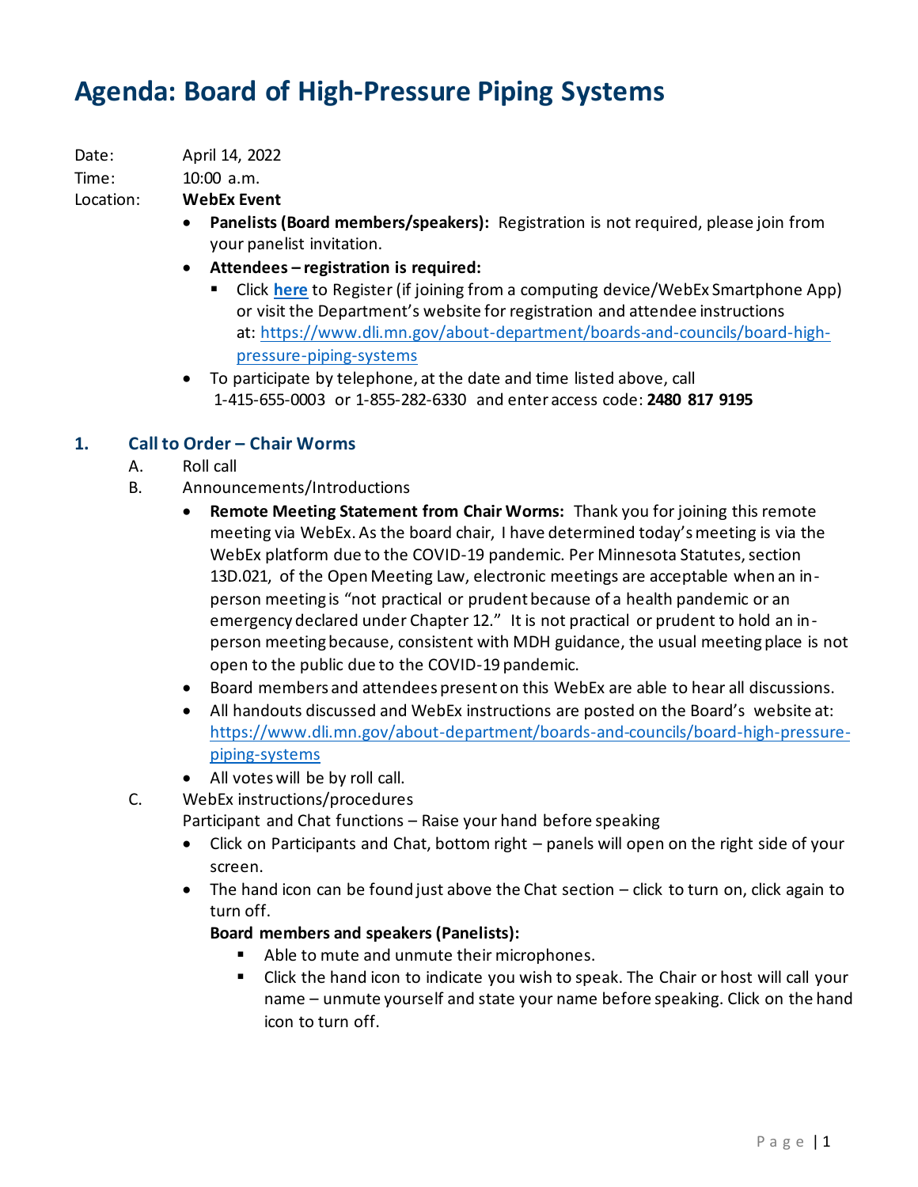# Agenda: Board of High-Pressure Piping Systems

Date: April 14, 2022

Time: 10:00 a.m.

Location: **WebEx Event**

- **Panelists (Board members/speakers):** Registration is not required, please join from your panelist invitation.
- **Attendees – registration is required:**
  - Click **here** to Register (if joining from a computing device/WebEx Smartphone App) or visit the Department's website for registration and attendee instructions at: https://www.dli.mn.gov/about-department/boards-and-councils/board-high-pressure-piping-systems
- To participate by telephone, at the date and time listed above, call 1-415-655-0003 or 1-855-282-6330 and enter access code: **2480 817 9195**

## 1. Call to Order – Chair Worms

A. Roll call

B. Announcements/Introductions

- **Remote Meeting Statement from Chair Worms:** Thank you for joining this remote meeting via WebEx. As the board chair, I have determined today's meeting is via the WebEx platform due to the COVID-19 pandemic. Per Minnesota Statutes, section 13D.021, of the Open Meeting Law, electronic meetings are acceptable when an in-person meeting is "not practical or prudent because of a health pandemic or an emergency declared under Chapter 12." It is not practical or prudent to hold an in-person meeting because, consistent with MDH guidance, the usual meeting place is not open to the public due to the COVID-19 pandemic.
- Board members and attendees present on this WebEx are able to hear all discussions.
- All handouts discussed and WebEx instructions are posted on the Board's website at: https://www.dli.mn.gov/about-department/boards-and-councils/board-high-pressure-piping-systems
- All votes will be by roll call.

C. WebEx instructions/procedures

Participant and Chat functions – Raise your hand before speaking

- Click on Participants and Chat, bottom right – panels will open on the right side of your screen.
- The hand icon can be found just above the Chat section – click to turn on, click again to turn off.

**Board members and speakers (Panelists):**

- Able to mute and unmute their microphones.
- Click the hand icon to indicate you wish to speak. The Chair or host will call your name – unmute yourself and state your name before speaking. Click on the hand icon to turn off.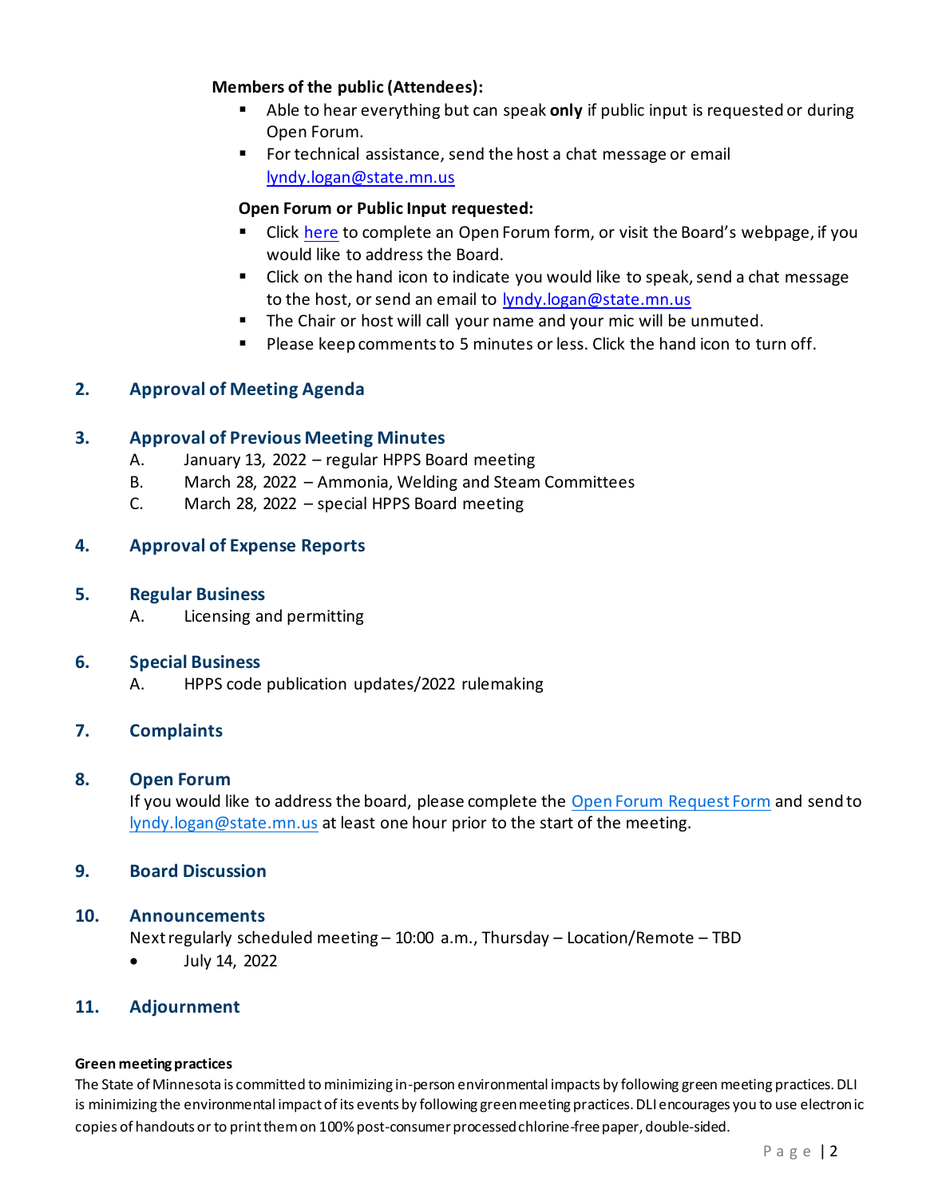**Members of the public (Attendees):**

- Able to hear everything but can speak **only** if public input is requested or during Open Forum.
- For technical assistance, send the host a chat message or email lyndy.logan@state.mn.us

**Open Forum or Public Input requested:**

- Click here to complete an Open Forum form, or visit the Board's webpage, if you would like to address the Board.
- Click on the hand icon to indicate you would like to speak, send a chat message to the host, or send an email to lyndy.logan@state.mn.us
- The Chair or host will call your name and your mic will be unmuted.
- Please keep comments to 5 minutes or less. Click the hand icon to turn off.

## 2. Approval of Meeting Agenda

## 3. Approval of Previous Meeting Minutes

A. January 13, 2022 – regular HPPS Board meeting
B. March 28, 2022 – Ammonia, Welding and Steam Committees
C. March 28, 2022 – special HPPS Board meeting

## 4. Approval of Expense Reports

## 5. Regular Business

A. Licensing and permitting

## 6. Special Business

A. HPPS code publication updates/2022 rulemaking

## 7. Complaints

## 8. Open Forum

If you would like to address the board, please complete the Open Forum Request Form and send to lyndy.logan@state.mn.us at least one hour prior to the start of the meeting.

## 9. Board Discussion

## 10. Announcements

Next regularly scheduled meeting – 10:00 a.m., Thursday – Location/Remote – TBD

- July 14, 2022

## 11. Adjournment

**Green meeting practices**

The State of Minnesota is committed to minimizing in-person environmental impacts by following green meeting practices. DLI is minimizing the environmental impact of its events by following green meeting practices. DLI encourages you to use electronic copies of handouts or to print them on 100% post-consumer processed chlorine-free paper, double-sided.